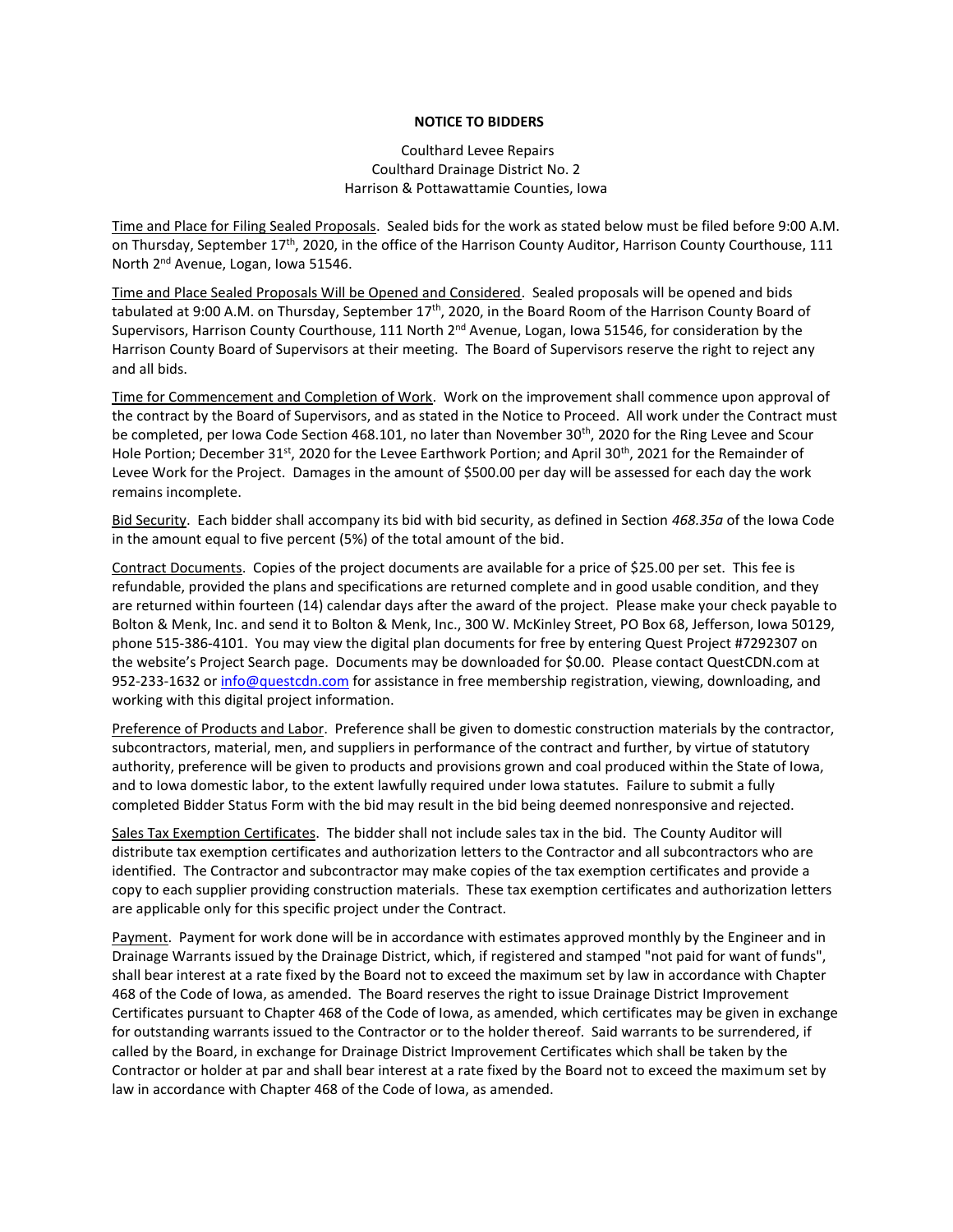# NOTICE TO BIDDERS

Coulthard Levee Repairs
Coulthard Drainage District No. 2
Harrison & Pottawattamie Counties, Iowa

Time and Place for Filing Sealed Proposals. Sealed bids for the work as stated below must be filed before 9:00 A.M. on Thursday, September 17th, 2020, in the office of the Harrison County Auditor, Harrison County Courthouse, 111 North 2nd Avenue, Logan, Iowa 51546.

Time and Place Sealed Proposals Will be Opened and Considered. Sealed proposals will be opened and bids tabulated at 9:00 A.M. on Thursday, September 17th, 2020, in the Board Room of the Harrison County Board of Supervisors, Harrison County Courthouse, 111 North 2nd Avenue, Logan, Iowa 51546, for consideration by the Harrison County Board of Supervisors at their meeting. The Board of Supervisors reserve the right to reject any and all bids.

Time for Commencement and Completion of Work. Work on the improvement shall commence upon approval of the contract by the Board of Supervisors, and as stated in the Notice to Proceed. All work under the Contract must be completed, per Iowa Code Section 468.101, no later than November 30th, 2020 for the Ring Levee and Scour Hole Portion; December 31st, 2020 for the Levee Earthwork Portion; and April 30th, 2021 for the Remainder of Levee Work for the Project. Damages in the amount of $500.00 per day will be assessed for each day the work remains incomplete.

Bid Security. Each bidder shall accompany its bid with bid security, as defined in Section *468.35a* of the Iowa Code in the amount equal to five percent (5%) of the total amount of the bid.

Contract Documents. Copies of the project documents are available for a price of $25.00 per set. This fee is refundable, provided the plans and specifications are returned complete and in good usable condition, and they are returned within fourteen (14) calendar days after the award of the project. Please make your check payable to Bolton & Menk, Inc. and send it to Bolton & Menk, Inc., 300 W. McKinley Street, PO Box 68, Jefferson, Iowa 50129, phone 515-386-4101. You may view the digital plan documents for free by entering Quest Project #7292307 on the website's Project Search page. Documents may be downloaded for $0.00. Please contact QuestCDN.com at 952-233-1632 or info@questcdn.com for assistance in free membership registration, viewing, downloading, and working with this digital project information.

Preference of Products and Labor. Preference shall be given to domestic construction materials by the contractor, subcontractors, material, men, and suppliers in performance of the contract and further, by virtue of statutory authority, preference will be given to products and provisions grown and coal produced within the State of Iowa, and to Iowa domestic labor, to the extent lawfully required under Iowa statutes. Failure to submit a fully completed Bidder Status Form with the bid may result in the bid being deemed nonresponsive and rejected.

Sales Tax Exemption Certificates. The bidder shall not include sales tax in the bid. The County Auditor will distribute tax exemption certificates and authorization letters to the Contractor and all subcontractors who are identified. The Contractor and subcontractor may make copies of the tax exemption certificates and provide a copy to each supplier providing construction materials. These tax exemption certificates and authorization letters are applicable only for this specific project under the Contract.

Payment. Payment for work done will be in accordance with estimates approved monthly by the Engineer and in Drainage Warrants issued by the Drainage District, which, if registered and stamped "not paid for want of funds", shall bear interest at a rate fixed by the Board not to exceed the maximum set by law in accordance with Chapter 468 of the Code of Iowa, as amended. The Board reserves the right to issue Drainage District Improvement Certificates pursuant to Chapter 468 of the Code of Iowa, as amended, which certificates may be given in exchange for outstanding warrants issued to the Contractor or to the holder thereof. Said warrants to be surrendered, if called by the Board, in exchange for Drainage District Improvement Certificates which shall be taken by the Contractor or holder at par and shall bear interest at a rate fixed by the Board not to exceed the maximum set by law in accordance with Chapter 468 of the Code of Iowa, as amended.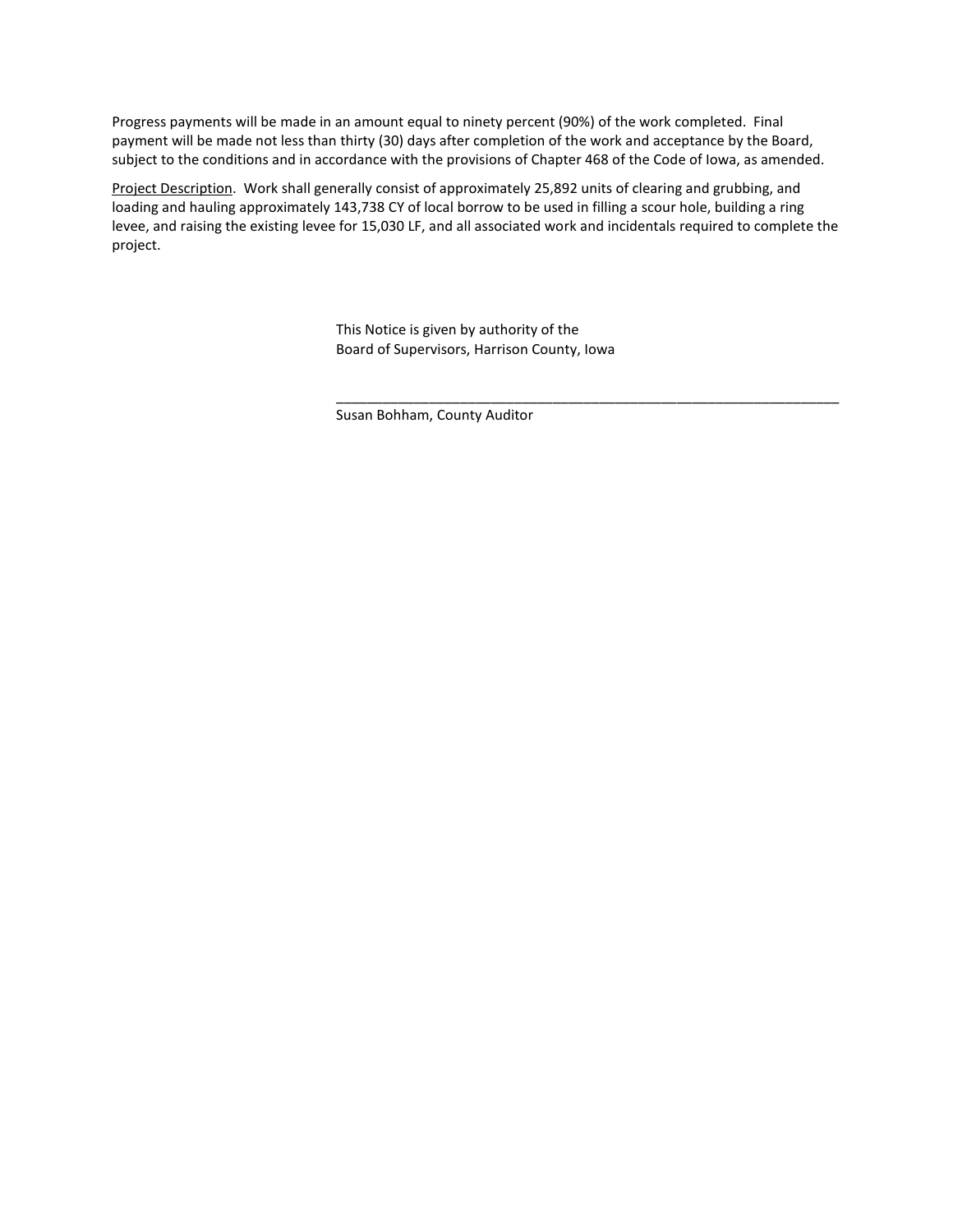Progress payments will be made in an amount equal to ninety percent (90%) of the work completed. Final payment will be made not less than thirty (30) days after completion of the work and acceptance by the Board, subject to the conditions and in accordance with the provisions of Chapter 468 of the Code of Iowa, as amended.

<u>Project Description</u>. Work shall generally consist of approximately 25,892 units of clearing and grubbing, and loading and hauling approximately 143,738 CY of local borrow to be used in filling a scour hole, building a ring levee, and raising the existing levee for 15,030 LF, and all associated work and incidentals required to complete the project.

This Notice is given by authority of the
Board of Supervisors, Harrison County, Iowa

\_\_\_\_\_\_\_\_\_\_\_\_\_\_\_\_\_\_\_\_\_\_\_\_\_\_\_\_\_\_\_\_\_\_\_\_\_\_\_\_\_\_\_\_\_\_\_\_\_\_\_\_\_\_\_\_\_\_\_\_\_\_\_\_

Susan Bohham, County Auditor